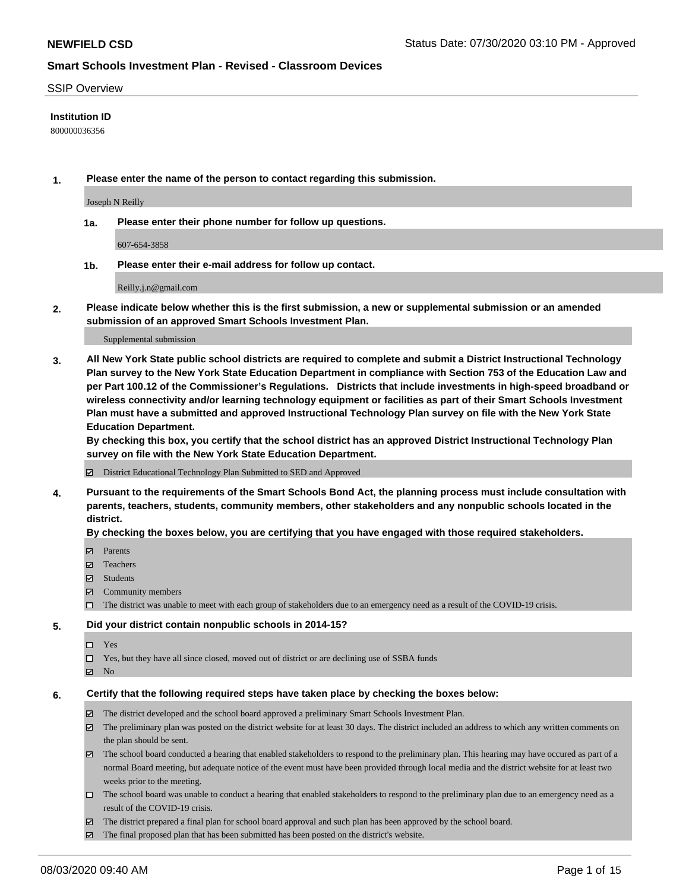**NEWFIELD CSD** Status Date: 07/30/2020 03:10 PM - Approved

**Smart Schools Investment Plan - Revised - Classroom Devices**

SSIP Overview

**Institution ID**

800000036356

**1. Please enter the name of the person to contact regarding this submission.**

Joseph N Reilly

**1a. Please enter their phone number for follow up questions.**

607-654-3858

**1b. Please enter their e-mail address for follow up contact.**

Reilly.j.n@gmail.com

**2. Please indicate below whether this is the first submission, a new or supplemental submission or an amended submission of an approved Smart Schools Investment Plan.**

Supplemental submission

**3. All New York State public school districts are required to complete and submit a District Instructional Technology Plan survey to the New York State Education Department in compliance with Section 753 of the Education Law and per Part 100.12 of the Commissioner's Regulations. Districts that include investments in high-speed broadband or wireless connectivity and/or learning technology equipment or facilities as part of their Smart Schools Investment Plan must have a submitted and approved Instructional Technology Plan survey on file with the New York State Education Department.**
**By checking this box, you certify that the school district has an approved District Instructional Technology Plan survey on file with the New York State Education Department.**

☑ District Educational Technology Plan Submitted to SED and Approved

**4. Pursuant to the requirements of the Smart Schools Bond Act, the planning process must include consultation with parents, teachers, students, community members, other stakeholders and any nonpublic schools located in the district.**
**By checking the boxes below, you are certifying that you have engaged with those required stakeholders.**

☑ Parents
☑ Teachers
☑ Students
☑ Community members
☐ The district was unable to meet with each group of stakeholders due to an emergency need as a result of the COVID-19 crisis.

**5. Did your district contain nonpublic schools in 2014-15?**

☐ Yes
☐ Yes, but they have all since closed, moved out of district or are declining use of SSBA funds
☑ No

**6. Certify that the following required steps have taken place by checking the boxes below:**

☑ The district developed and the school board approved a preliminary Smart Schools Investment Plan.
☑ The preliminary plan was posted on the district website for at least 30 days. The district included an address to which any written comments on the plan should be sent.
☑ The school board conducted a hearing that enabled stakeholders to respond to the preliminary plan. This hearing may have occured as part of a normal Board meeting, but adequate notice of the event must have been provided through local media and the district website for at least two weeks prior to the meeting.
☐ The school board was unable to conduct a hearing that enabled stakeholders to respond to the preliminary plan due to an emergency need as a result of the COVID-19 crisis.
☑ The district prepared a final plan for school board approval and such plan has been approved by the school board.
☑ The final proposed plan that has been submitted has been posted on the district's website.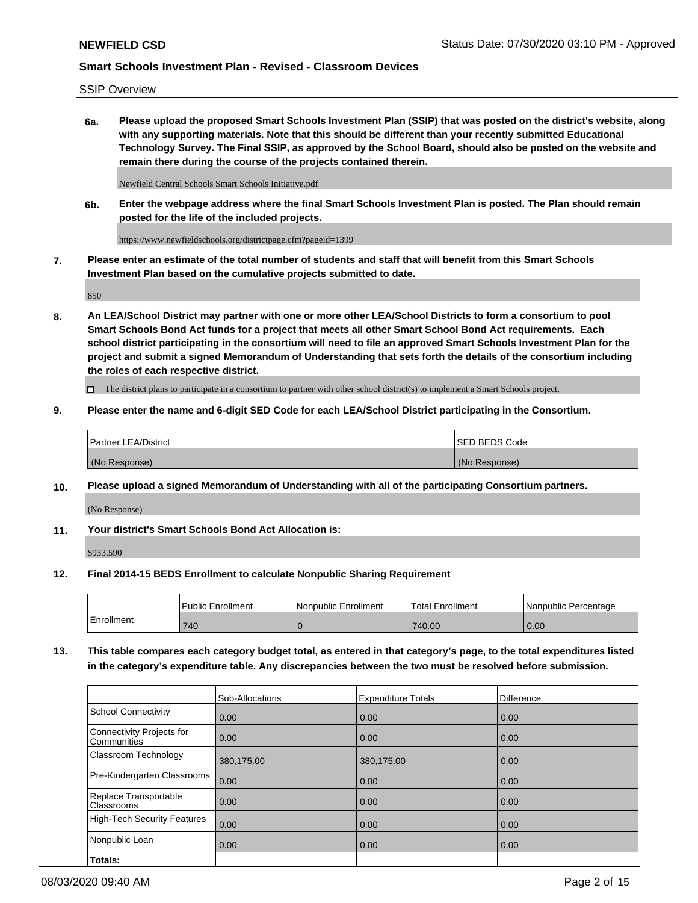SSIP Overview

**6a. Please upload the proposed Smart Schools Investment Plan (SSIP) that was posted on the district's website, along with any supporting materials. Note that this should be different than your recently submitted Educational Technology Survey. The Final SSIP, as approved by the School Board, should also be posted on the website and remain there during the course of the projects contained therein.**

Newfield Central Schools Smart Schools Initiative.pdf

**6b. Enter the webpage address where the final Smart Schools Investment Plan is posted. The Plan should remain posted for the life of the included projects.**

https://www.newfieldschools.org/districtpage.cfm?pageid=1399

**7. Please enter an estimate of the total number of students and staff that will benefit from this Smart Schools Investment Plan based on the cumulative projects submitted to date.**

850

**8. An LEA/School District may partner with one or more other LEA/School Districts to form a consortium to pool Smart Schools Bond Act funds for a project that meets all other Smart School Bond Act requirements. Each school district participating in the consortium will need to file an approved Smart Schools Investment Plan for the project and submit a signed Memorandum of Understanding that sets forth the details of the consortium including the roles of each respective district.**

☐ The district plans to participate in a consortium to partner with other school district(s) to implement a Smart Schools project.

**9. Please enter the name and 6-digit SED Code for each LEA/School District participating in the Consortium.**

| Partner LEA/District | SED BEDS Code |
|---|---|
| (No Response) | (No Response) |

**10. Please upload a signed Memorandum of Understanding with all of the participating Consortium partners.**

(No Response)

**11. Your district's Smart Schools Bond Act Allocation is:**

$933,590

**12. Final 2014-15 BEDS Enrollment to calculate Nonpublic Sharing Requirement**

| | Public Enrollment | Nonpublic Enrollment | Total Enrollment | Nonpublic Percentage |
|---|---|---|---|---|
| Enrollment | 740 | 0 | 740.00 | 0.00 |

**13. This table compares each category budget total, as entered in that category's page, to the total expenditures listed in the category's expenditure table. Any discrepancies between the two must be resolved before submission.**

| | Sub-Allocations | Expenditure Totals | Difference |
|---|---|---|---|
| School Connectivity | 0.00 | 0.00 | 0.00 |
| Connectivity Projects for Communities | 0.00 | 0.00 | 0.00 |
| Classroom Technology | 380,175.00 | 380,175.00 | 0.00 |
| Pre-Kindergarten Classrooms | 0.00 | 0.00 | 0.00 |
| Replace Transportable Classrooms | 0.00 | 0.00 | 0.00 |
| High-Tech Security Features | 0.00 | 0.00 | 0.00 |
| Nonpublic Loan | 0.00 | 0.00 | 0.00 |
| **Totals:** | | | |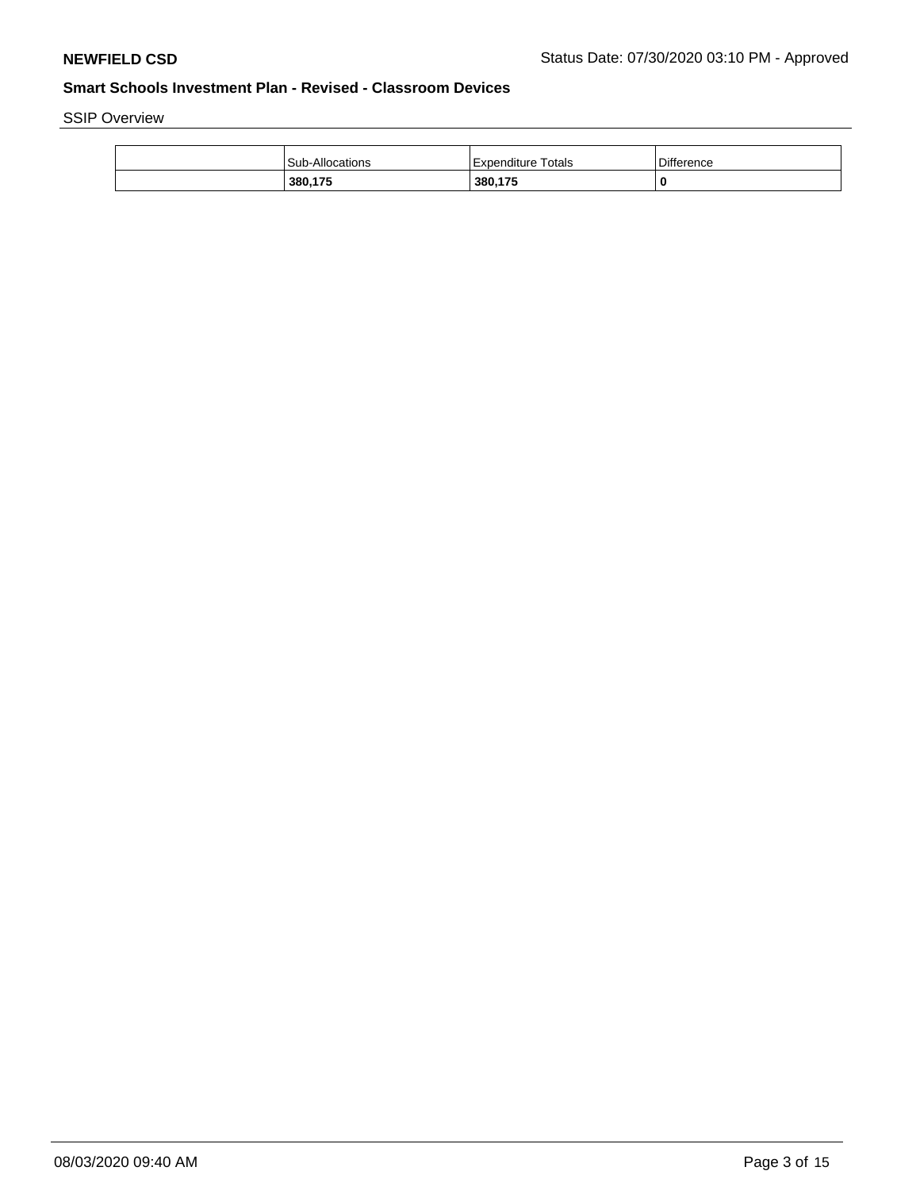SSIP Overview

| | Sub-Allocations | Expenditure Totals | Difference |
|---|---|---|---|
| | **380,175** | **380,175** | **0** |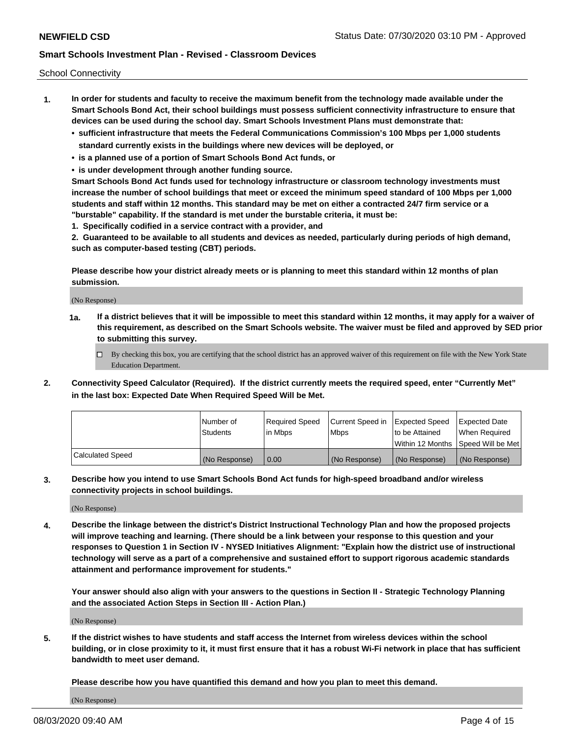School Connectivity

1. **In order for students and faculty to receive the maximum benefit from the technology made available under the Smart Schools Bond Act, their school buildings must possess sufficient connectivity infrastructure to ensure that devices can be used during the school day. Smart Schools Investment Plans must demonstrate that:**
   - **sufficient infrastructure that meets the Federal Communications Commission's 100 Mbps per 1,000 students standard currently exists in the buildings where new devices will be deployed, or**
   - **is a planned use of a portion of Smart Schools Bond Act funds, or**
   - **is under development through another funding source.**

   **Smart Schools Bond Act funds used for technology infrastructure or classroom technology investments must increase the number of school buildings that meet or exceed the minimum speed standard of 100 Mbps per 1,000 students and staff within 12 months. This standard may be met on either a contracted 24/7 firm service or a "burstable" capability. If the standard is met under the burstable criteria, it must be:**

   **1. Specifically codified in a service contract with a provider, and**

   **2. Guaranteed to be available to all students and devices as needed, particularly during periods of high demand, such as computer-based testing (CBT) periods.**

   **Please describe how your district already meets or is planning to meet this standard within 12 months of plan submission.**

   (No Response)

   **1a.** **If a district believes that it will be impossible to meet this standard within 12 months, it may apply for a waiver of this requirement, as described on the Smart Schools website. The waiver must be filed and approved by SED prior to submitting this survey.**

   ☐ By checking this box, you are certifying that the school district has an approved waiver of this requirement on file with the New York State Education Department.

2. **Connectivity Speed Calculator (Required). If the district currently meets the required speed, enter "Currently Met" in the last box: Expected Date When Required Speed Will be Met.**

| | Number of Students | Required Speed in Mbps | Current Speed in Mbps | Expected Speed to be Attained Within 12 Months | Expected Date When Required Speed Will be Met |
|---|---|---|---|---|---|
| Calculated Speed | (No Response) | 0.00 | (No Response) | (No Response) | (No Response) |

3. **Describe how you intend to use Smart Schools Bond Act funds for high-speed broadband and/or wireless connectivity projects in school buildings.**

   (No Response)

4. **Describe the linkage between the district's District Instructional Technology Plan and how the proposed projects will improve teaching and learning. (There should be a link between your response to this question and your responses to Question 1 in Section IV - NYSED Initiatives Alignment: "Explain how the district use of instructional technology will serve as a part of a comprehensive and sustained effort to support rigorous academic standards attainment and performance improvement for students."**

   **Your answer should also align with your answers to the questions in Section II - Strategic Technology Planning and the associated Action Steps in Section III - Action Plan.)**

   (No Response)

5. **If the district wishes to have students and staff access the Internet from wireless devices within the school building, or in close proximity to it, it must first ensure that it has a robust Wi-Fi network in place that has sufficient bandwidth to meet user demand.**

   **Please describe how you have quantified this demand and how you plan to meet this demand.**

   (No Response)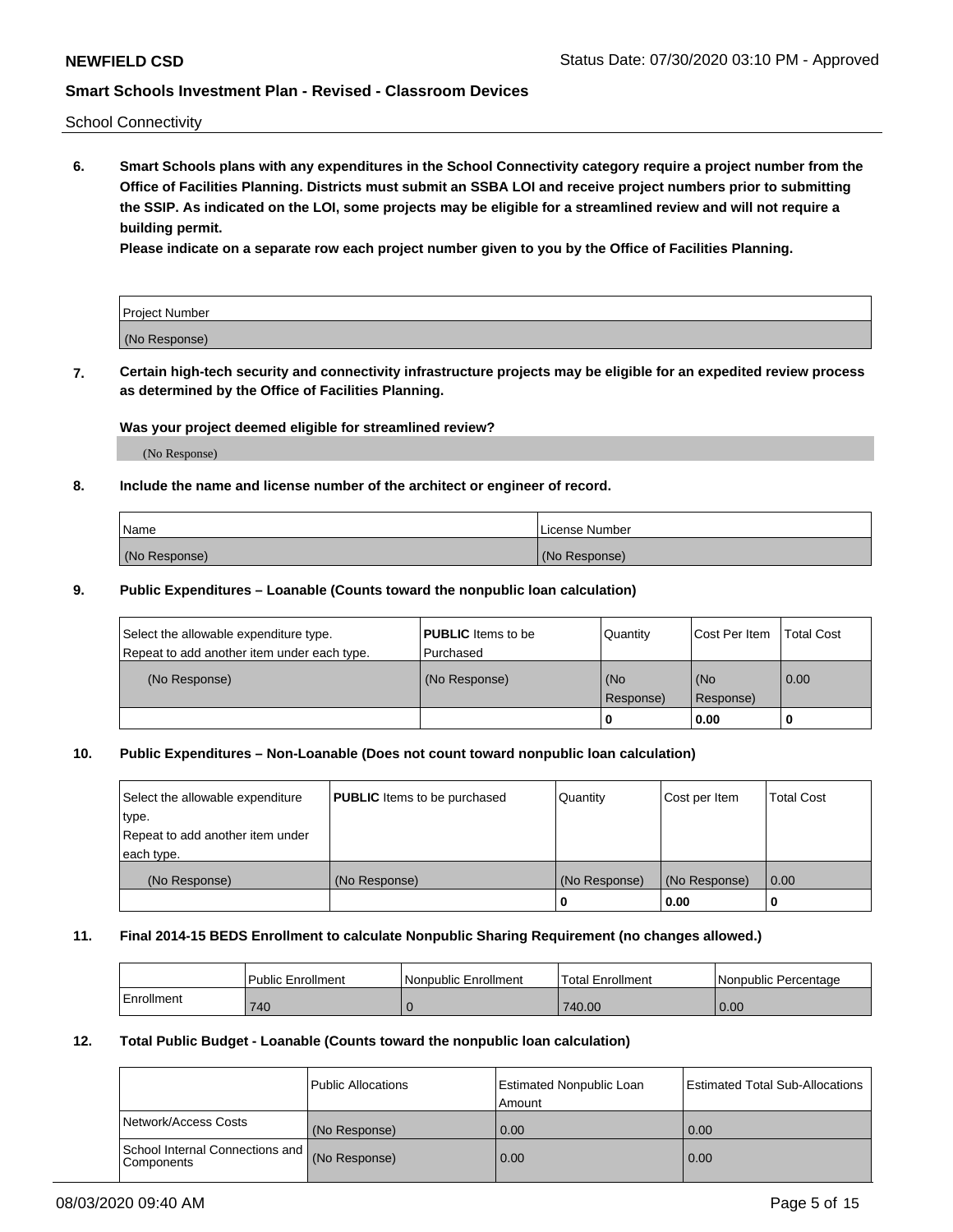School Connectivity

6. **Smart Schools plans with any expenditures in the School Connectivity category require a project number from the Office of Facilities Planning. Districts must submit an SSBA LOI and receive project numbers prior to submitting the SSIP. As indicated on the LOI, some projects may be eligible for a streamlined review and will not require a building permit.**
   **Please indicate on a separate row each project number given to you by the Office of Facilities Planning.**

| Project Number |
| --- |
| (No Response) |

7. **Certain high-tech security and connectivity infrastructure projects may be eligible for an expedited review process as determined by the Office of Facilities Planning.**

   **Was your project deemed eligible for streamlined review?**

   (No Response)

8. **Include the name and license number of the architect or engineer of record.**

| Name | License Number |
| --- | --- |
| (No Response) | (No Response) |

9. **Public Expenditures – Loanable (Counts toward the nonpublic loan calculation)**

| Select the allowable expenditure type. Repeat to add another item under each type. | **PUBLIC** Items to be Purchased | Quantity | Cost Per Item | Total Cost |
| --- | --- | --- | --- | --- |
| (No Response) | (No Response) | (No Response) | (No Response) | 0.00 |
| | | 0 | 0.00 | 0 |

10. **Public Expenditures – Non-Loanable (Does not count toward nonpublic loan calculation)**

| Select the allowable expenditure type. Repeat to add another item under each type. | **PUBLIC** Items to be purchased | Quantity | Cost per Item | Total Cost |
| --- | --- | --- | --- | --- |
| (No Response) | (No Response) | (No Response) | (No Response) | 0.00 |
| | | 0 | 0.00 | 0 |

11. **Final 2014-15 BEDS Enrollment to calculate Nonpublic Sharing Requirement (no changes allowed.)**

| | Public Enrollment | Nonpublic Enrollment | Total Enrollment | Nonpublic Percentage |
| --- | --- | --- | --- | --- |
| Enrollment | 740 | 0 | 740.00 | 0.00 |

12. **Total Public Budget - Loanable (Counts toward the nonpublic loan calculation)**

| | Public Allocations | Estimated Nonpublic Loan Amount | Estimated Total Sub-Allocations |
| --- | --- | --- | --- |
| Network/Access Costs | (No Response) | 0.00 | 0.00 |
| School Internal Connections and Components | (No Response) | 0.00 | 0.00 |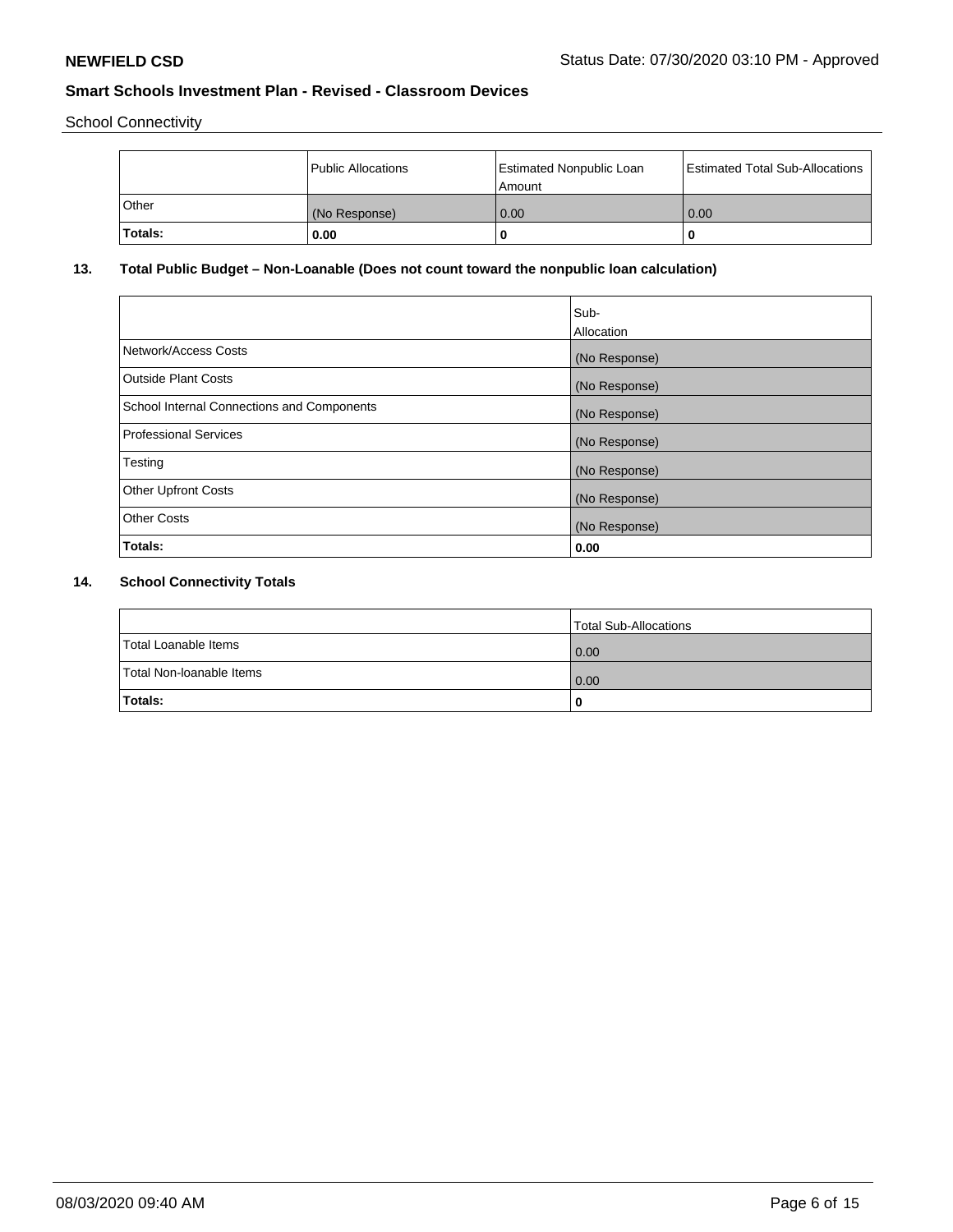School Connectivity

| | Public Allocations | Estimated Nonpublic Loan Amount | Estimated Total Sub-Allocations |
|---|---|---|---|
| Other | (No Response) | 0.00 | 0.00 |
| **Totals:** | **0.00** | **0** | **0** |

## 13. Total Public Budget – Non-Loanable (Does not count toward the nonpublic loan calculation)

| | Sub-Allocation |
|---|---|
| Network/Access Costs | (No Response) |
| Outside Plant Costs | (No Response) |
| School Internal Connections and Components | (No Response) |
| Professional Services | (No Response) |
| Testing | (No Response) |
| Other Upfront Costs | (No Response) |
| Other Costs | (No Response) |
| **Totals:** | **0.00** |

## 14. School Connectivity Totals

| | Total Sub-Allocations |
|---|---|
| Total Loanable Items | 0.00 |
| Total Non-loanable Items | 0.00 |
| **Totals:** | **0** |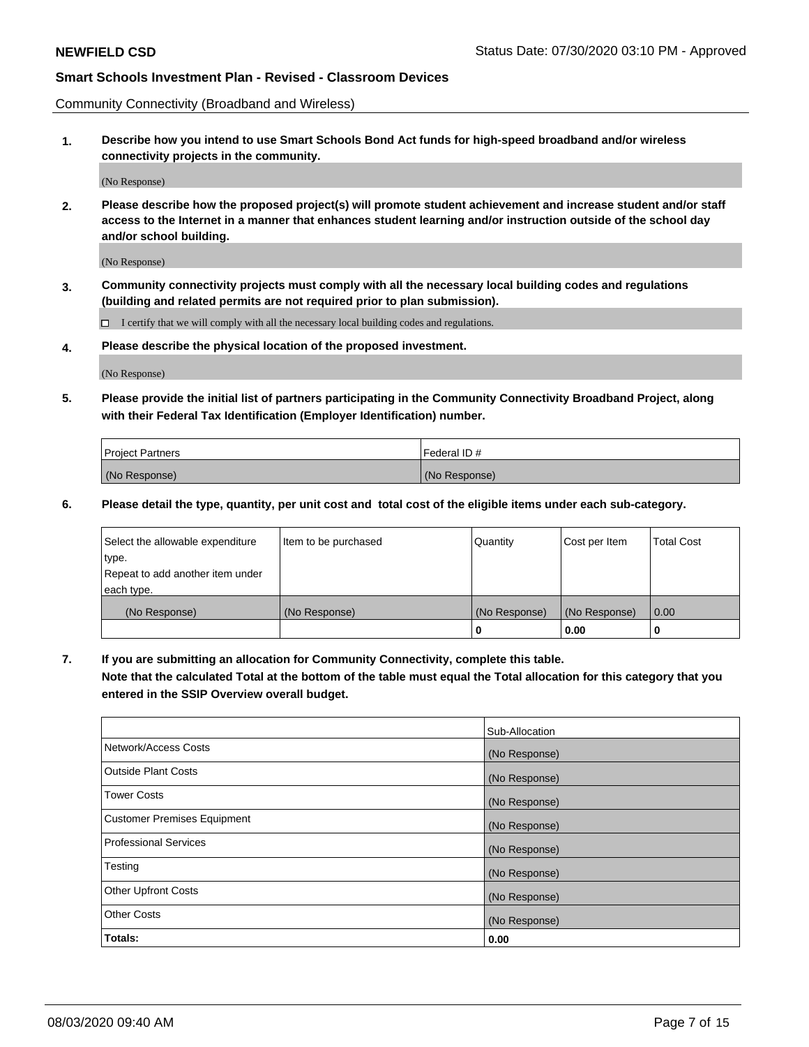Community Connectivity (Broadband and Wireless)

**1. Describe how you intend to use Smart Schools Bond Act funds for high-speed broadband and/or wireless connectivity projects in the community.**

(No Response)

**2. Please describe how the proposed project(s) will promote student achievement and increase student and/or staff access to the Internet in a manner that enhances student learning and/or instruction outside of the school day and/or school building.**

(No Response)

**3. Community connectivity projects must comply with all the necessary local building codes and regulations (building and related permits are not required prior to plan submission).**

☐ I certify that we will comply with all the necessary local building codes and regulations.

**4. Please describe the physical location of the proposed investment.**

(No Response)

**5. Please provide the initial list of partners participating in the Community Connectivity Broadband Project, along with their Federal Tax Identification (Employer Identification) number.**

| Project Partners | Federal ID # |
|---|---|
| (No Response) | (No Response) |

**6. Please detail the type, quantity, per unit cost and total cost of the eligible items under each sub-category.**

| Select the allowable expenditure type. Repeat to add another item under each type. | Item to be purchased | Quantity | Cost per Item | Total Cost |
|---|---|---|---|---|
| (No Response) | (No Response) | (No Response) | (No Response) | 0.00 |
| | | 0 | 0.00 | 0 |

**7. If you are submitting an allocation for Community Connectivity, complete this table. Note that the calculated Total at the bottom of the table must equal the Total allocation for this category that you entered in the SSIP Overview overall budget.**

| | Sub-Allocation |
|---|---|
| Network/Access Costs | (No Response) |
| Outside Plant Costs | (No Response) |
| Tower Costs | (No Response) |
| Customer Premises Equipment | (No Response) |
| Professional Services | (No Response) |
| Testing | (No Response) |
| Other Upfront Costs | (No Response) |
| Other Costs | (No Response) |
| **Totals:** | **0.00** |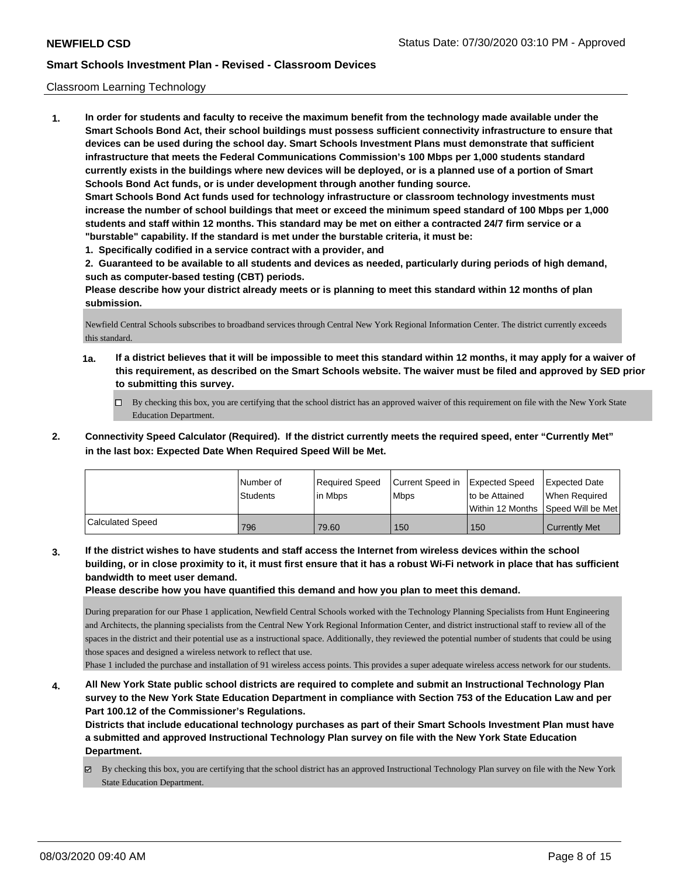**NEWFIELD CSD**

**Smart Schools Investment Plan - Revised - Classroom Devices**

Classroom Learning Technology

**1. In order for students and faculty to receive the maximum benefit from the technology made available under the Smart Schools Bond Act, their school buildings must possess sufficient connectivity infrastructure to ensure that devices can be used during the school day. Smart Schools Investment Plans must demonstrate that sufficient infrastructure that meets the Federal Communications Commission's 100 Mbps per 1,000 students standard currently exists in the buildings where new devices will be deployed, or is a planned use of a portion of Smart Schools Bond Act funds, or is under development through another funding source.**

**Smart Schools Bond Act funds used for technology infrastructure or classroom technology investments must increase the number of school buildings that meet or exceed the minimum speed standard of 100 Mbps per 1,000 students and staff within 12 months. This standard may be met on either a contracted 24/7 firm service or a "burstable" capability. If the standard is met under the burstable criteria, it must be:**

**1. Specifically codified in a service contract with a provider, and**

**2. Guaranteed to be available to all students and devices as needed, particularly during periods of high demand, such as computer-based testing (CBT) periods.**

**Please describe how your district already meets or is planning to meet this standard within 12 months of plan submission.**

Newfield Central Schools subscribes to broadband services through Central New York Regional Information Center. The district currently exceeds this standard.

**1a. If a district believes that it will be impossible to meet this standard within 12 months, it may apply for a waiver of this requirement, as described on the Smart Schools website. The waiver must be filed and approved by SED prior to submitting this survey.**

- [ ] By checking this box, you are certifying that the school district has an approved waiver of this requirement on file with the New York State Education Department.

**2. Connectivity Speed Calculator (Required). If the district currently meets the required speed, enter "Currently Met" in the last box: Expected Date When Required Speed Will be Met.**

| | Number of Students | Required Speed in Mbps | Current Speed in Mbps | Expected Speed to be Attained Within 12 Months | Expected Date When Required Speed Will be Met |
|---|---|---|---|---|---|
| Calculated Speed | 796 | 79.60 | 150 | 150 | Currently Met |

**3. If the district wishes to have students and staff access the Internet from wireless devices within the school building, or in close proximity to it, it must first ensure that it has a robust Wi-Fi network in place that has sufficient bandwidth to meet user demand.**

**Please describe how you have quantified this demand and how you plan to meet this demand.**

During preparation for our Phase 1 application, Newfield Central Schools worked with the Technology Planning Specialists from Hunt Engineering and Architects, the planning specialists from the Central New York Regional Information Center, and district instructional staff to review all of the spaces in the district and their potential use as a instructional space. Additionally, they reviewed the potential number of students that could be using those spaces and designed a wireless network to reflect that use.

Phase 1 included the purchase and installation of 91 wireless access points. This provides a super adequate wireless access network for our students.

**4. All New York State public school districts are required to complete and submit an Instructional Technology Plan survey to the New York State Education Department in compliance with Section 753 of the Education Law and per Part 100.12 of the Commissioner's Regulations.**

**Districts that include educational technology purchases as part of their Smart Schools Investment Plan must have a submitted and approved Instructional Technology Plan survey on file with the New York State Education Department.**

- [x] By checking this box, you are certifying that the school district has an approved Instructional Technology Plan survey on file with the New York State Education Department.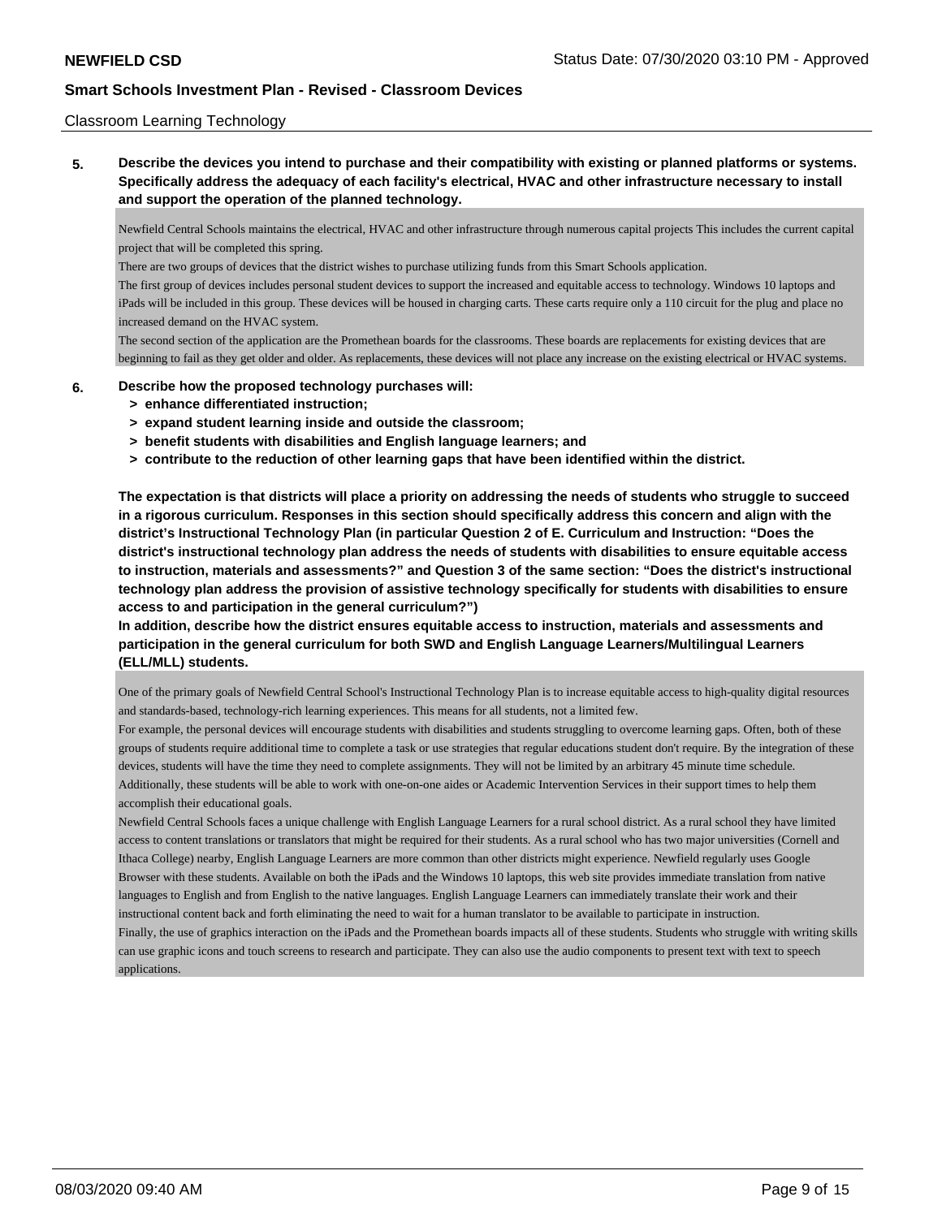Classroom Learning Technology

**5. Describe the devices you intend to purchase and their compatibility with existing or planned platforms or systems. Specifically address the adequacy of each facility's electrical, HVAC and other infrastructure necessary to install and support the operation of the planned technology.**

Newfield Central Schools maintains the electrical, HVAC and other infrastructure through numerous capital projects This includes the current capital project that will be completed this spring.

There are two groups of devices that the district wishes to purchase utilizing funds from this Smart Schools application.

The first group of devices includes personal student devices to support the increased and equitable access to technology. Windows 10 laptops and iPads will be included in this group. These devices will be housed in charging carts. These carts require only a 110 circuit for the plug and place no increased demand on the HVAC system.

The second section of the application are the Promethean boards for the classrooms. These boards are replacements for existing devices that are beginning to fail as they get older and older. As replacements, these devices will not place any increase on the existing electrical or HVAC systems.

**6. Describe how the proposed technology purchases will:**
- **> enhance differentiated instruction;**
- **> expand student learning inside and outside the classroom;**
- **> benefit students with disabilities and English language learners; and**
- **> contribute to the reduction of other learning gaps that have been identified within the district.**

**The expectation is that districts will place a priority on addressing the needs of students who struggle to succeed in a rigorous curriculum. Responses in this section should specifically address this concern and align with the district's Instructional Technology Plan (in particular Question 2 of E. Curriculum and Instruction: "Does the district's instructional technology plan address the needs of students with disabilities to ensure equitable access to instruction, materials and assessments?" and Question 3 of the same section: "Does the district's instructional technology plan address the provision of assistive technology specifically for students with disabilities to ensure access to and participation in the general curriculum?")**

**In addition, describe how the district ensures equitable access to instruction, materials and assessments and participation in the general curriculum for both SWD and English Language Learners/Multilingual Learners (ELL/MLL) students.**

One of the primary goals of Newfield Central School's Instructional Technology Plan is to increase equitable access to high-quality digital resources and standards-based, technology-rich learning experiences. This means for all students, not a limited few.

For example, the personal devices will encourage students with disabilities and students struggling to overcome learning gaps. Often, both of these groups of students require additional time to complete a task or use strategies that regular educations student don't require. By the integration of these devices, students will have the time they need to complete assignments. They will not be limited by an arbitrary 45 minute time schedule. Additionally, these students will be able to work with one-on-one aides or Academic Intervention Services in their support times to help them accomplish their educational goals.

Newfield Central Schools faces a unique challenge with English Language Learners for a rural school district. As a rural school they have limited access to content translations or translators that might be required for their students. As a rural school who has two major universities (Cornell and Ithaca College) nearby, English Language Learners are more common than other districts might experience. Newfield regularly uses Google Browser with these students. Available on both the iPads and the Windows 10 laptops, this web site provides immediate translation from native languages to English and from English to the native languages. English Language Learners can immediately translate their work and their instructional content back and forth eliminating the need to wait for a human translator to be available to participate in instruction.

Finally, the use of graphics interaction on the iPads and the Promethean boards impacts all of these students. Students who struggle with writing skills can use graphic icons and touch screens to research and participate. They can also use the audio components to present text with text to speech applications.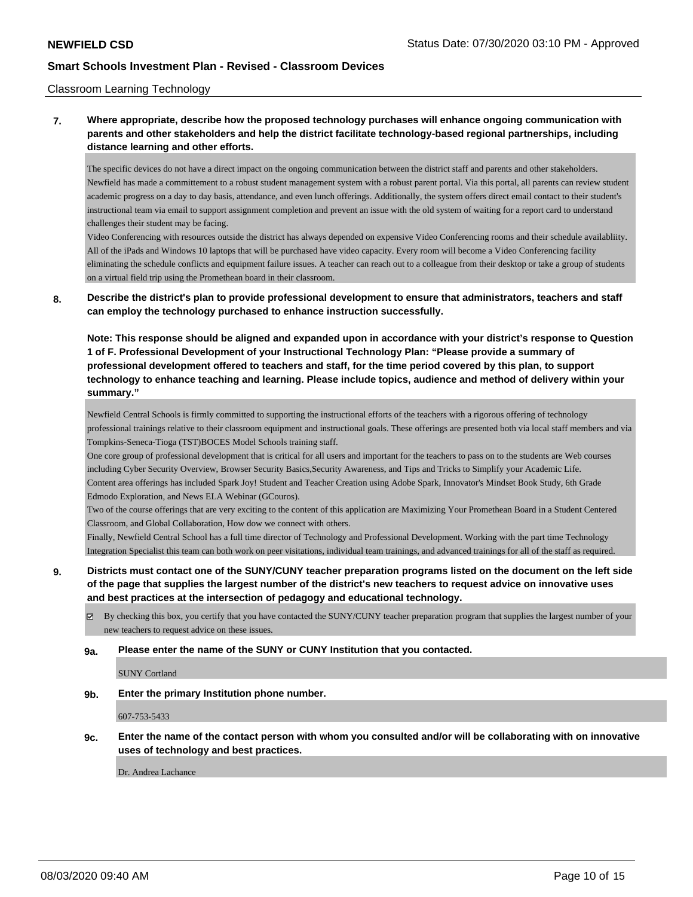Classroom Learning Technology

**7. Where appropriate, describe how the proposed technology purchases will enhance ongoing communication with parents and other stakeholders and help the district facilitate technology-based regional partnerships, including distance learning and other efforts.**

The specific devices do not have a direct impact on the ongoing communication between the district staff and parents and other stakeholders. Newfield has made a committement to a robust student management system with a robust parent portal. Via this portal, all parents can review student academic progress on a day to day basis, attendance, and even lunch offerings. Additionally, the system offers direct email contact to their student's instructional team via email to support assignment completion and prevent an issue with the old system of waiting for a report card to understand challenges their student may be facing.

Video Conferencing with resources outside the district has always depended on expensive Video Conferencing rooms and their schedule availabliity. All of the iPads and Windows 10 laptops that will be purchased have video capacity. Every room will become a Video Conferencing facility eliminating the schedule conflicts and equipment failure issues. A teacher can reach out to a colleague from their desktop or take a group of students on a virtual field trip using the Promethean board in their classroom.

**8. Describe the district's plan to provide professional development to ensure that administrators, teachers and staff can employ the technology purchased to enhance instruction successfully.**

**Note: This response should be aligned and expanded upon in accordance with your district's response to Question 1 of F. Professional Development of your Instructional Technology Plan: "Please provide a summary of professional development offered to teachers and staff, for the time period covered by this plan, to support technology to enhance teaching and learning. Please include topics, audience and method of delivery within your summary."**

Newfield Central Schools is firmly committed to supporting the instructional efforts of the teachers with a rigorous offering of technology professional trainings relative to their classroom equipment and instructional goals. These offerings are presented both via local staff members and via Tompkins-Seneca-Tioga (TST)BOCES Model Schools training staff.

One core group of professional development that is critical for all users and important for the teachers to pass on to the students are Web courses including Cyber Security Overview, Browser Security Basics,Security Awareness, and Tips and Tricks to Simplify your Academic Life.

Content area offerings has included Spark Joy! Student and Teacher Creation using Adobe Spark, Innovator's Mindset Book Study, 6th Grade Edmodo Exploration, and News ELA Webinar (GCouros).

Two of the course offerings that are very exciting to the content of this application are Maximizing Your Promethean Board in a Student Centered Classroom, and Global Collaboration, How dow we connect with others.

Finally, Newfield Central School has a full time director of Technology and Professional Development. Working with the part time Technology Integration Specialist this team can both work on peer visitations, individual team trainings, and advanced trainings for all of the staff as required.

**9. Districts must contact one of the SUNY/CUNY teacher preparation programs listed on the document on the left side of the page that supplies the largest number of the district's new teachers to request advice on innovative uses and best practices at the intersection of pedagogy and educational technology.**

☑ By checking this box, you certify that you have contacted the SUNY/CUNY teacher preparation program that supplies the largest number of your new teachers to request advice on these issues.

**9a. Please enter the name of the SUNY or CUNY Institution that you contacted.**

SUNY Cortland

**9b. Enter the primary Institution phone number.**

607-753-5433

**9c. Enter the name of the contact person with whom you consulted and/or will be collaborating with on innovative uses of technology and best practices.**

Dr. Andrea Lachance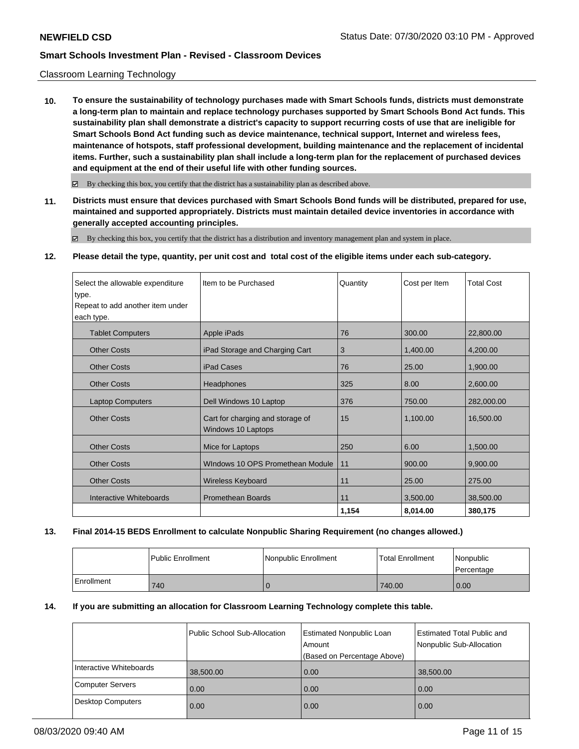Classroom Learning Technology

**10. To ensure the sustainability of technology purchases made with Smart Schools funds, districts must demonstrate a long-term plan to maintain and replace technology purchases supported by Smart Schools Bond Act funds. This sustainability plan shall demonstrate a district's capacity to support recurring costs of use that are ineligible for Smart Schools Bond Act funding such as device maintenance, technical support, Internet and wireless fees, maintenance of hotspots, staff professional development, building maintenance and the replacement of incidental items. Further, such a sustainability plan shall include a long-term plan for the replacement of purchased devices and equipment at the end of their useful life with other funding sources.**

☑ By checking this box, you certify that the district has a sustainability plan as described above.

**11. Districts must ensure that devices purchased with Smart Schools Bond funds will be distributed, prepared for use, maintained and supported appropriately. Districts must maintain detailed device inventories in accordance with generally accepted accounting principles.**

☑ By checking this box, you certify that the district has a distribution and inventory management plan and system in place.

**12. Please detail the type, quantity, per unit cost and total cost of the eligible items under each sub-category.**

| Select the allowable expenditure type. Repeat to add another item under each type. | Item to be Purchased | Quantity | Cost per Item | Total Cost |
|---|---|---|---|---|
| Tablet Computers | Apple iPads | 76 | 300.00 | 22,800.00 |
| Other Costs | iPad Storage and Charging Cart | 3 | 1,400.00 | 4,200.00 |
| Other Costs | iPad Cases | 76 | 25.00 | 1,900.00 |
| Other Costs | Headphones | 325 | 8.00 | 2,600.00 |
| Laptop Computers | Dell Windows 10 Laptop | 376 | 750.00 | 282,000.00 |
| Other Costs | Cart for charging and storage of Windows 10 Laptops | 15 | 1,100.00 | 16,500.00 |
| Other Costs | Mice for Laptops | 250 | 6.00 | 1,500.00 |
| Other Costs | WIndows 10 OPS Promethean Module | 11 | 900.00 | 9,900.00 |
| Other Costs | Wireless Keyboard | 11 | 25.00 | 275.00 |
| Interactive Whiteboards | Promethean Boards | 11 | 3,500.00 | 38,500.00 |
| | | **1,154** | **8,014.00** | **380,175** |

**13. Final 2014-15 BEDS Enrollment to calculate Nonpublic Sharing Requirement (no changes allowed.)**

| | Public Enrollment | Nonpublic Enrollment | Total Enrollment | Nonpublic Percentage |
|---|---|---|---|---|
| Enrollment | 740 | 0 | 740.00 | 0.00 |

**14. If you are submitting an allocation for Classroom Learning Technology complete this table.**

| | Public School Sub-Allocation | Estimated Nonpublic Loan Amount (Based on Percentage Above) | Estimated Total Public and Nonpublic Sub-Allocation |
|---|---|---|---|
| Interactive Whiteboards | 38,500.00 | 0.00 | 38,500.00 |
| Computer Servers | 0.00 | 0.00 | 0.00 |
| Desktop Computers | 0.00 | 0.00 | 0.00 |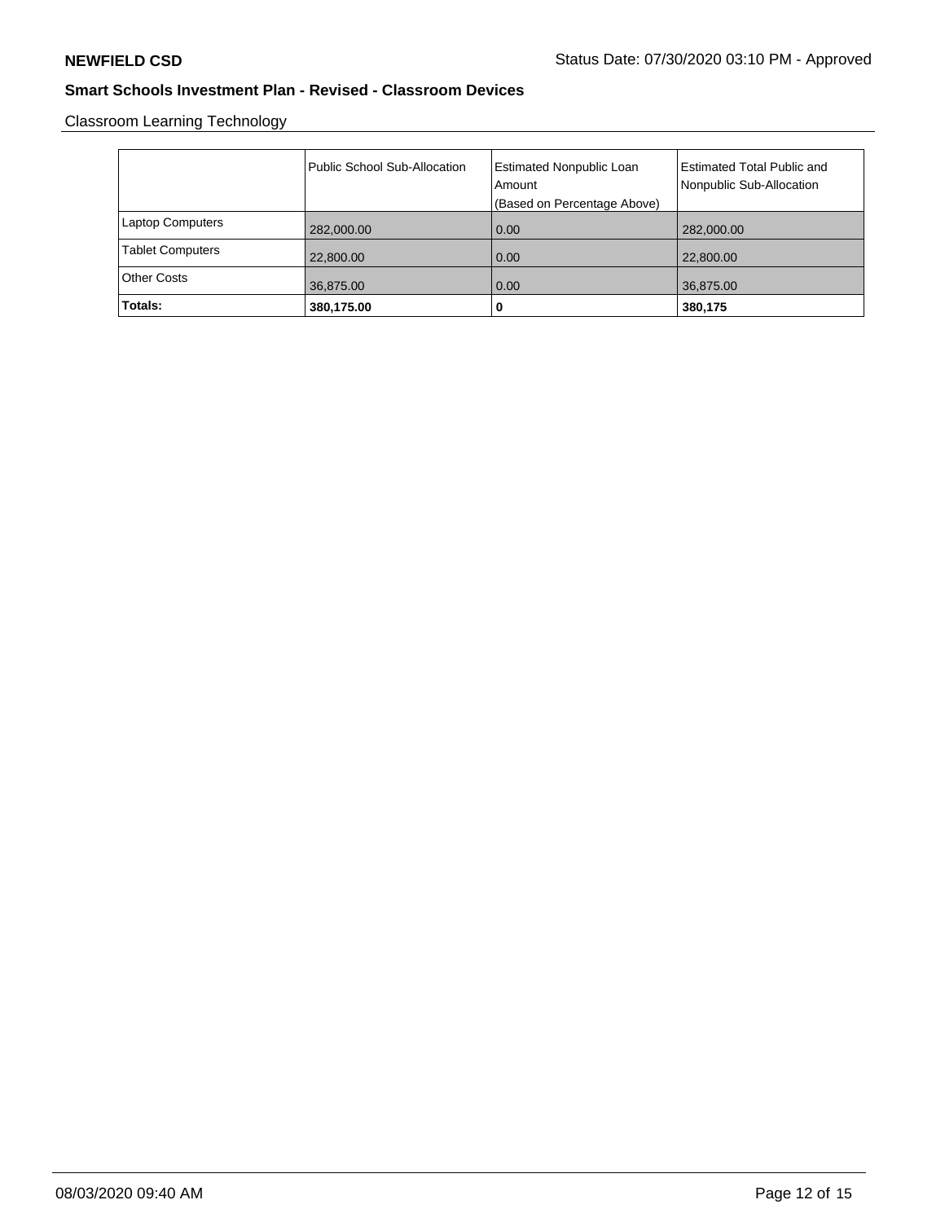## Smart Schools Investment Plan - Revised - Classroom Devices

Classroom Learning Technology

| | Public School Sub-Allocation | Estimated Nonpublic Loan Amount (Based on Percentage Above) | Estimated Total Public and Nonpublic Sub-Allocation |
|---|---|---|---|
| Laptop Computers | 282,000.00 | 0.00 | 282,000.00 |
| Tablet Computers | 22,800.00 | 0.00 | 22,800.00 |
| Other Costs | 36,875.00 | 0.00 | 36,875.00 |
| **Totals:** | **380,175.00** | **0** | **380,175** |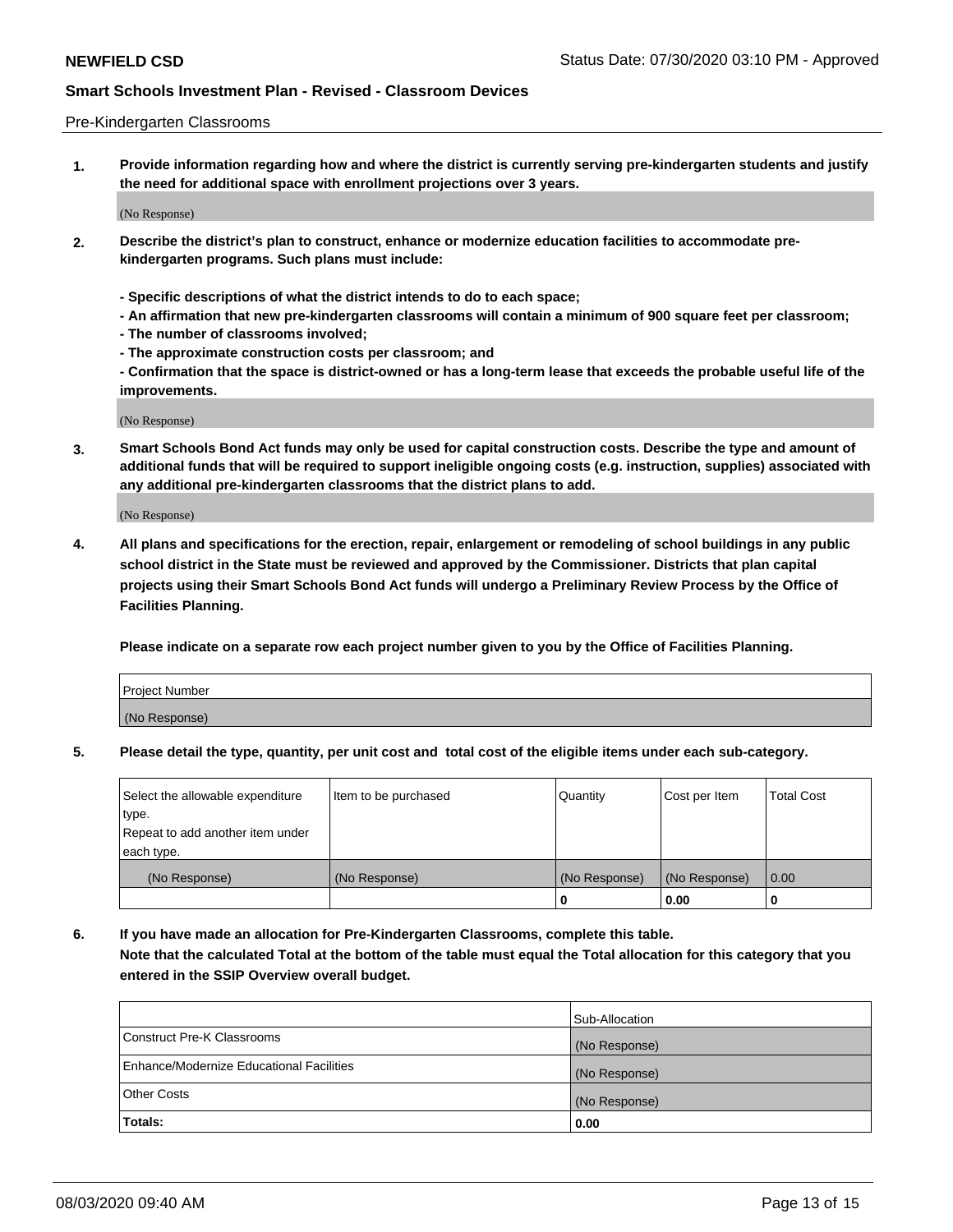Pre-Kindergarten Classrooms

**1. Provide information regarding how and where the district is currently serving pre-kindergarten students and justify the need for additional space with enrollment projections over 3 years.**

(No Response)

**2. Describe the district's plan to construct, enhance or modernize education facilities to accommodate pre-kindergarten programs. Such plans must include:**

**- Specific descriptions of what the district intends to do to each space;**
**- An affirmation that new pre-kindergarten classrooms will contain a minimum of 900 square feet per classroom;**
**- The number of classrooms involved;**
**- The approximate construction costs per classroom; and**
**- Confirmation that the space is district-owned or has a long-term lease that exceeds the probable useful life of the improvements.**

(No Response)

**3. Smart Schools Bond Act funds may only be used for capital construction costs. Describe the type and amount of additional funds that will be required to support ineligible ongoing costs (e.g. instruction, supplies) associated with any additional pre-kindergarten classrooms that the district plans to add.**

(No Response)

**4. All plans and specifications for the erection, repair, enlargement or remodeling of school buildings in any public school district in the State must be reviewed and approved by the Commissioner. Districts that plan capital projects using their Smart Schools Bond Act funds will undergo a Preliminary Review Process by the Office of Facilities Planning.**

**Please indicate on a separate row each project number given to you by the Office of Facilities Planning.**

| Project Number |
|---|
| (No Response) |

**5. Please detail the type, quantity, per unit cost and total cost of the eligible items under each sub-category.**

| Select the allowable expenditure type. Repeat to add another item under each type. | Item to be purchased | Quantity | Cost per Item | Total Cost |
|---|---|---|---|---|
| (No Response) | (No Response) | (No Response) | (No Response) | 0.00 |
| | | 0 | 0.00 | 0 |

**6. If you have made an allocation for Pre-Kindergarten Classrooms, complete this table. Note that the calculated Total at the bottom of the table must equal the Total allocation for this category that you entered in the SSIP Overview overall budget.**

| | Sub-Allocation |
|---|---|
| Construct Pre-K Classrooms | (No Response) |
| Enhance/Modernize Educational Facilities | (No Response) |
| Other Costs | (No Response) |
| **Totals:** | **0.00** |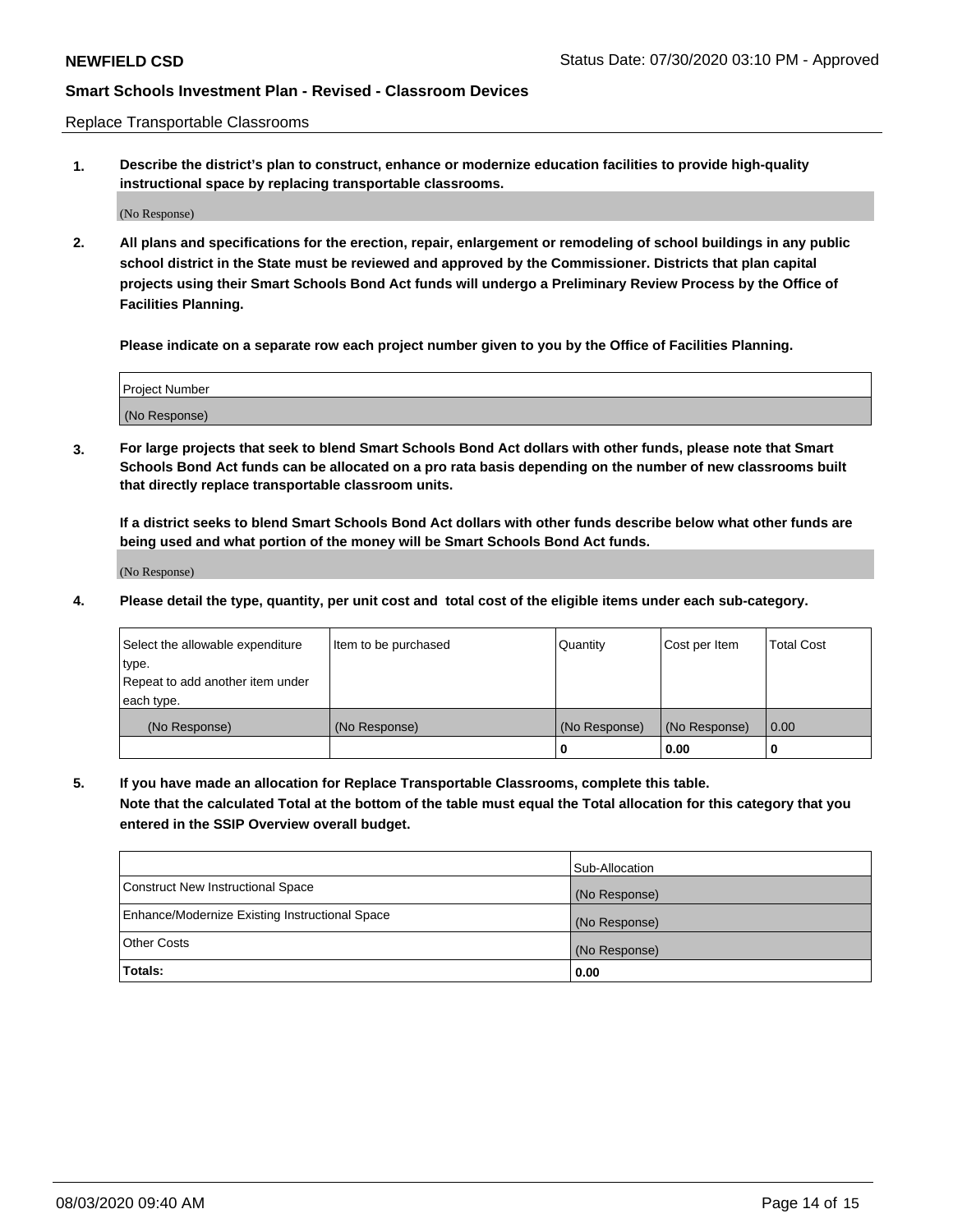Replace Transportable Classrooms

1. **Describe the district's plan to construct, enhance or modernize education facilities to provide high-quality instructional space by replacing transportable classrooms.**

(No Response)

2. **All plans and specifications for the erection, repair, enlargement or remodeling of school buildings in any public school district in the State must be reviewed and approved by the Commissioner. Districts that plan capital projects using their Smart Schools Bond Act funds will undergo a Preliminary Review Process by the Office of Facilities Planning.**

**Please indicate on a separate row each project number given to you by the Office of Facilities Planning.**

| Project Number |
|---|
| (No Response) |

3. **For large projects that seek to blend Smart Schools Bond Act dollars with other funds, please note that Smart Schools Bond Act funds can be allocated on a pro rata basis depending on the number of new classrooms built that directly replace transportable classroom units.**

**If a district seeks to blend Smart Schools Bond Act dollars with other funds describe below what other funds are being used and what portion of the money will be Smart Schools Bond Act funds.**

(No Response)

4. **Please detail the type, quantity, per unit cost and total cost of the eligible items under each sub-category.**

| Select the allowable expenditure type. Repeat to add another item under each type. | Item to be purchased | Quantity | Cost per Item | Total Cost |
|---|---|---|---|---|
| (No Response) | (No Response) | (No Response) | (No Response) | 0.00 |
| | | **0** | **0.00** | **0** |

5. **If you have made an allocation for Replace Transportable Classrooms, complete this table. Note that the calculated Total at the bottom of the table must equal the Total allocation for this category that you entered in the SSIP Overview overall budget.**

| | Sub-Allocation |
|---|---|
| Construct New Instructional Space | (No Response) |
| Enhance/Modernize Existing Instructional Space | (No Response) |
| Other Costs | (No Response) |
| **Totals:** | **0.00** |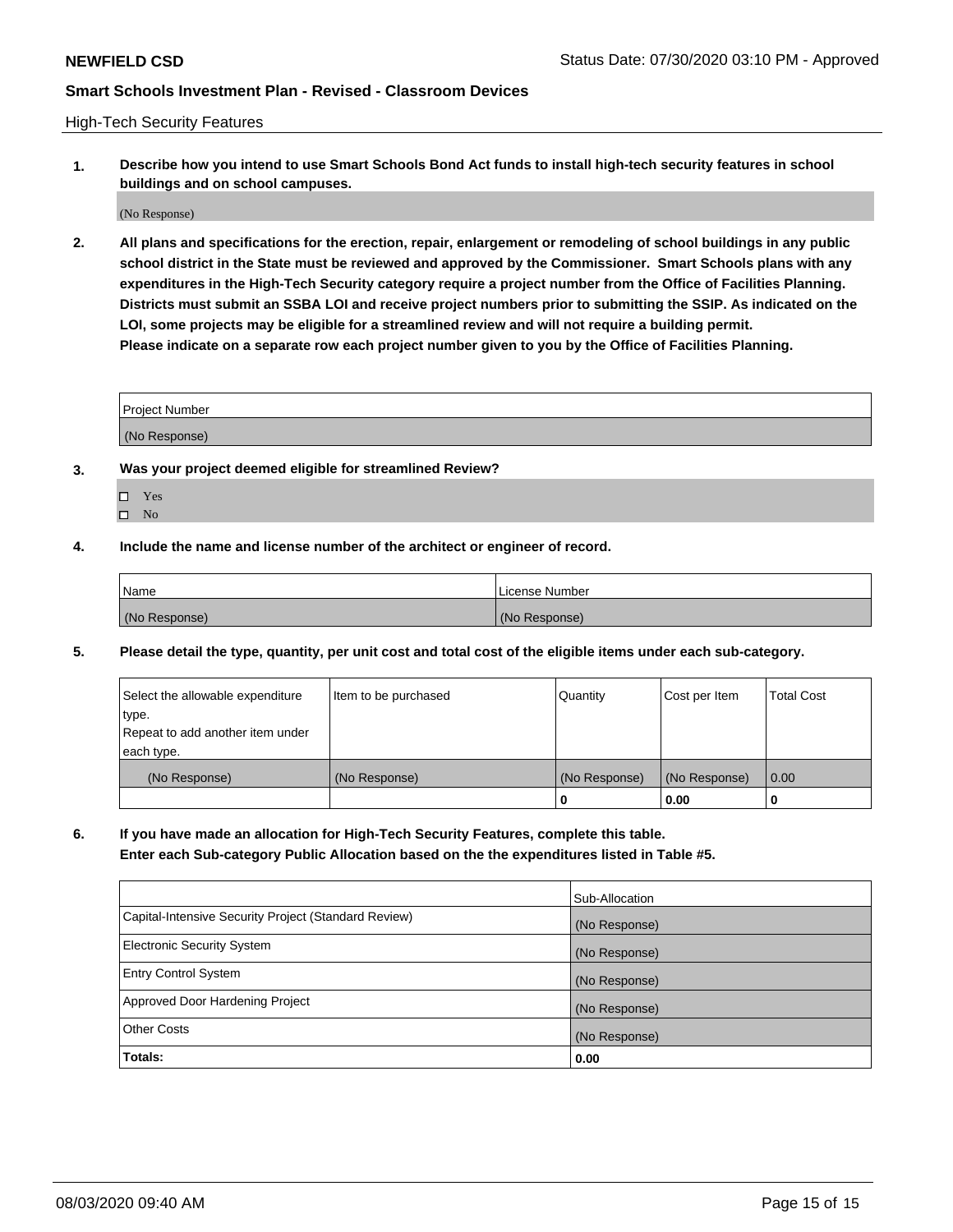NEWFIELD CSD

Status Date: 07/30/2020 03:10 PM - Approved

**Smart Schools Investment Plan - Revised - Classroom Devices**

High-Tech Security Features

**1. Describe how you intend to use Smart Schools Bond Act funds to install high-tech security features in school buildings and on school campuses.**

(No Response)

**2. All plans and specifications for the erection, repair, enlargement or remodeling of school buildings in any public school district in the State must be reviewed and approved by the Commissioner. Smart Schools plans with any expenditures in the High-Tech Security category require a project number from the Office of Facilities Planning. Districts must submit an SSBA LOI and receive project numbers prior to submitting the SSIP. As indicated on the LOI, some projects may be eligible for a streamlined review and will not require a building permit. Please indicate on a separate row each project number given to you by the Office of Facilities Planning.**

| Project Number |
| --- |
| (No Response) |

**3. Was your project deemed eligible for streamlined Review?**

- ☐ Yes
- ☐ No

**4. Include the name and license number of the architect or engineer of record.**

| Name | License Number |
| --- | --- |
| (No Response) | (No Response) |

**5. Please detail the type, quantity, per unit cost and total cost of the eligible items under each sub-category.**

| Select the allowable expenditure type. Repeat to add another item under each type. | Item to be purchased | Quantity | Cost per Item | Total Cost |
| --- | --- | --- | --- | --- |
| (No Response) | (No Response) | (No Response) | (No Response) | 0.00 |
| | | 0 | 0.00 | 0 |

**6. If you have made an allocation for High-Tech Security Features, complete this table. Enter each Sub-category Public Allocation based on the the expenditures listed in Table #5.**

| | Sub-Allocation |
| --- | --- |
| Capital-Intensive Security Project (Standard Review) | (No Response) |
| Electronic Security System | (No Response) |
| Entry Control System | (No Response) |
| Approved Door Hardening Project | (No Response) |
| Other Costs | (No Response) |
| **Totals:** | **0.00** |